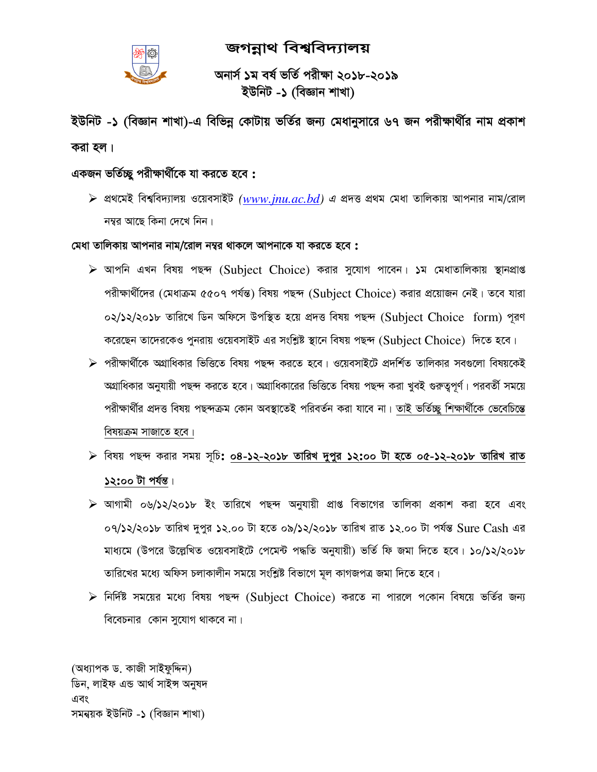# জগন্নাথ বিশ্ববিদ্যালয়

## অনার্স ১ম বর্ষ ভর্তি পরীক্ষা ২০১৮-২০১৯
## ইউনিট -১ (বিজ্ঞান শাখা)

**ইউনিট -১ (বিজ্ঞান শাখা)-এ বিভিন্ন কোটায় ভর্তির জন্য মেধানুসারে ৬৭ জন পরীক্ষার্থীর নাম প্রকাশ করা হল।**

**একজন ভর্তিচ্ছু পরীক্ষার্থীকে যা করতে হবে :**

- প্রথমেই বিশ্ববিদ্যালয় ওয়েবসাইট (*www.jnu.ac.bd*) এ প্রদত্ত প্রথম মেধা তালিকায় আপনার নাম/রোল নম্বর আছে কিনা দেখে নিন।

**মেধা তালিকায় আপনার নাম/রোল নম্বর থাকলে আপনাকে যা করতে হবে :**

- আপনি এখন বিষয় পছন্দ (Subject Choice) করার সুযোগ পাবেন। ১ম মেধাতালিকায় স্থানপ্রাপ্ত পরীক্ষার্থীদের (মেধাক্রম ৫৫০৭ পর্যন্ত) বিষয় পছন্দ (Subject Choice) করার প্রয়োজন নেই। তবে যারা ০২/১২/২০১৮ তারিখে ডিন অফিসে উপস্থিত হয়ে প্রদত্ত বিষয় পছন্দ (Subject Choice form) পূরণ করেছেন তাদেরকেও পুনরায় ওয়েবসাইট এর সংশ্লিষ্ট স্থানে বিষয় পছন্দ (Subject Choice) দিতে হবে।
- পরীক্ষার্থীকে অগ্রাধিকার ভিত্তিতে বিষয় পছন্দ করতে হবে। ওয়েবসাইটে প্রদর্শিত তালিকার সবগুলো বিষয়কেই অগ্রাধিকার অনুযায়ী পছন্দ করতে হবে। অগ্রাধিকারের ভিত্তিতে বিষয় পছন্দ করা খুবই গুরুত্বপূর্ণ। পরবর্তী সময়ে পরীক্ষার্থীর প্রদত্ত বিষয় পছন্দক্রম কোন অবস্থাতেই পরিবর্তন করা যাবে না। তাই ভর্তিচ্ছু শিক্ষার্থীকে ভেবেচিন্তে বিষয়ক্রম সাজাতে হবে।
- বিষয় পছন্দ করার সময় সূচি: **০৪-১২-২০১৮ তারিখ দুপুর ১২:০০ টা হতে ০৫-১২-২০১৮ তারিখ রাত ১২:০০ টা পর্যন্ত**।
- আগামী ০৬/১২/২০১৮ ইং তারিখে পছন্দ অনুযায়ী প্রাপ্ত বিভাগের তালিকা প্রকাশ করা হবে এবং ০৭/১২/২০১৮ তারিখ দুপুর ১২.০০ টা হতে ০৯/১২/২০১৮ তারিখ রাত ১২.০০ টা পর্যন্ত Sure Cash এর মাধ্যমে (উপরে উল্লেখিত ওয়েবসাইটে পেমেন্ট পদ্ধতি অনুযায়ী) ভর্তি ফি জমা দিতে হবে। ১০/১২/২০১৮ তারিখের মধ্যে অফিস চলাকালীন সময়ে সংশ্লিষ্ট বিভাগে মূল কাগজপত্র জমা দিতে হবে।
- নির্দিষ্ট সময়ের মধ্যে বিষয় পছন্দ (Subject Choice) করতে না পারলে পকোন বিষয়ে ভর্তির জন্য বিবেচনার কোন সুযোগ থাকবে না।

(অধ্যাপক ড. কাজী সাইফুদ্দিন)  
ডিন, লাইফ এন্ড আর্থ সাইন্স অনুষদ  
এবং  
সমন্বয়ক ইউনিট -১ (বিজ্ঞান শাখা)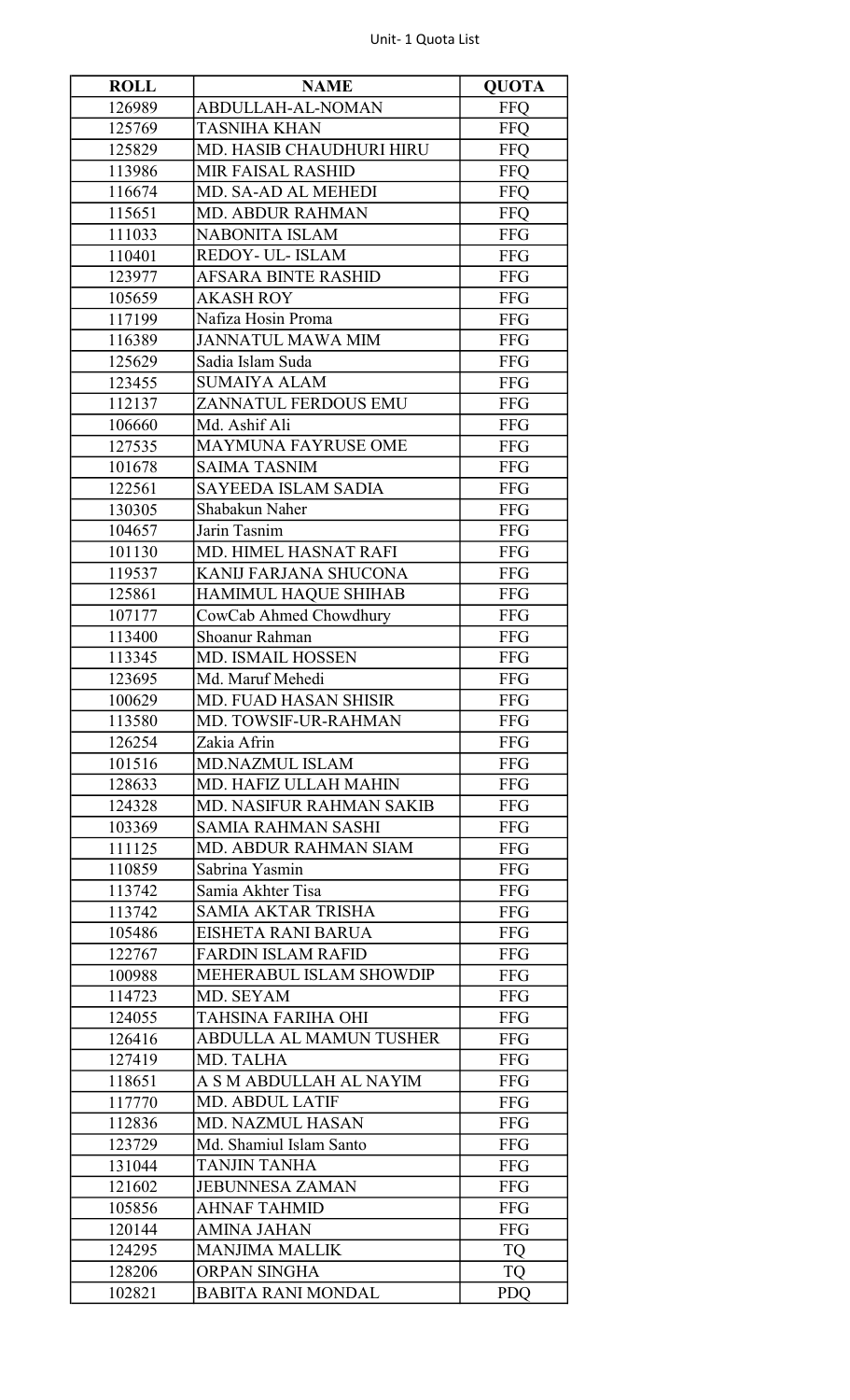Unit- 1 Quota List

| ROLL | NAME | QUOTA |
|---|---|---|
| 126989 | ABDULLAH-AL-NOMAN | FFQ |
| 125769 | TASNIHA KHAN | FFQ |
| 125829 | MD. HASIB CHAUDHURI HIRU | FFQ |
| 113986 | MIR FAISAL RASHID | FFQ |
| 116674 | MD. SA-AD AL MEHEDI | FFQ |
| 115651 | MD. ABDUR RAHMAN | FFQ |
| 111033 | NABONITA ISLAM | FFG |
| 110401 | REDOY- UL- ISLAM | FFG |
| 123977 | AFSARA BINTE RASHID | FFG |
| 105659 | AKASH ROY | FFG |
| 117199 | Nafiza Hosin Proma | FFG |
| 116389 | JANNATUL MAWA MIM | FFG |
| 125629 | Sadia Islam Suda | FFG |
| 123455 | SUMAIYA ALAM | FFG |
| 112137 | ZANNATUL FERDOUS EMU | FFG |
| 106660 | Md. Ashif Ali | FFG |
| 127535 | MAYMUNA FAYRUSE OME | FFG |
| 101678 | SAIMA TASNIM | FFG |
| 122561 | SAYEEDA ISLAM SADIA | FFG |
| 130305 | Shabakun Naher | FFG |
| 104657 | Jarin Tasnim | FFG |
| 101130 | MD. HIMEL HASNAT RAFI | FFG |
| 119537 | KANIJ FARJANA SHUCONA | FFG |
| 125861 | HAMIMUL HAQUE SHIHAB | FFG |
| 107177 | CowCab Ahmed Chowdhury | FFG |
| 113400 | Shoanur Rahman | FFG |
| 113345 | MD. ISMAIL HOSSEN | FFG |
| 123695 | Md. Maruf Mehedi | FFG |
| 100629 | MD. FUAD HASAN SHISIR | FFG |
| 113580 | MD. TOWSIF-UR-RAHMAN | FFG |
| 126254 | Zakia Afrin | FFG |
| 101516 | MD.NAZMUL ISLAM | FFG |
| 128633 | MD. HAFIZ ULLAH MAHIN | FFG |
| 124328 | MD. NASIFUR RAHMAN SAKIB | FFG |
| 103369 | SAMIA RAHMAN SASHI | FFG |
| 111125 | MD. ABDUR RAHMAN SIAM | FFG |
| 110859 | Sabrina Yasmin | FFG |
| 113742 | Samia Akhter Tisa | FFG |
| 113742 | SAMIA AKTAR TRISHA | FFG |
| 105486 | EISHETA RANI BARUA | FFG |
| 122767 | FARDIN ISLAM RAFID | FFG |
| 100988 | MEHERABUL ISLAM SHOWDIP | FFG |
| 114723 | MD. SEYAM | FFG |
| 124055 | TAHSINA FARIHA OHI | FFG |
| 126416 | ABDULLA AL MAMUN TUSHER | FFG |
| 127419 | MD. TALHA | FFG |
| 118651 | A S M ABDULLAH AL NAYIM | FFG |
| 117770 | MD. ABDUL LATIF | FFG |
| 112836 | MD. NAZMUL HASAN | FFG |
| 123729 | Md. Shamiul Islam Santo | FFG |
| 131044 | TANJIN TANHA | FFG |
| 121602 | JEBUNNESA ZAMAN | FFG |
| 105856 | AHNAF TAHMID | FFG |
| 120144 | AMINA JAHAN | FFG |
| 124295 | MANJIMA MALLIK | TQ |
| 128206 | ORPAN SINGHA | TQ |
| 102821 | BABITA RANI MONDAL | PDQ |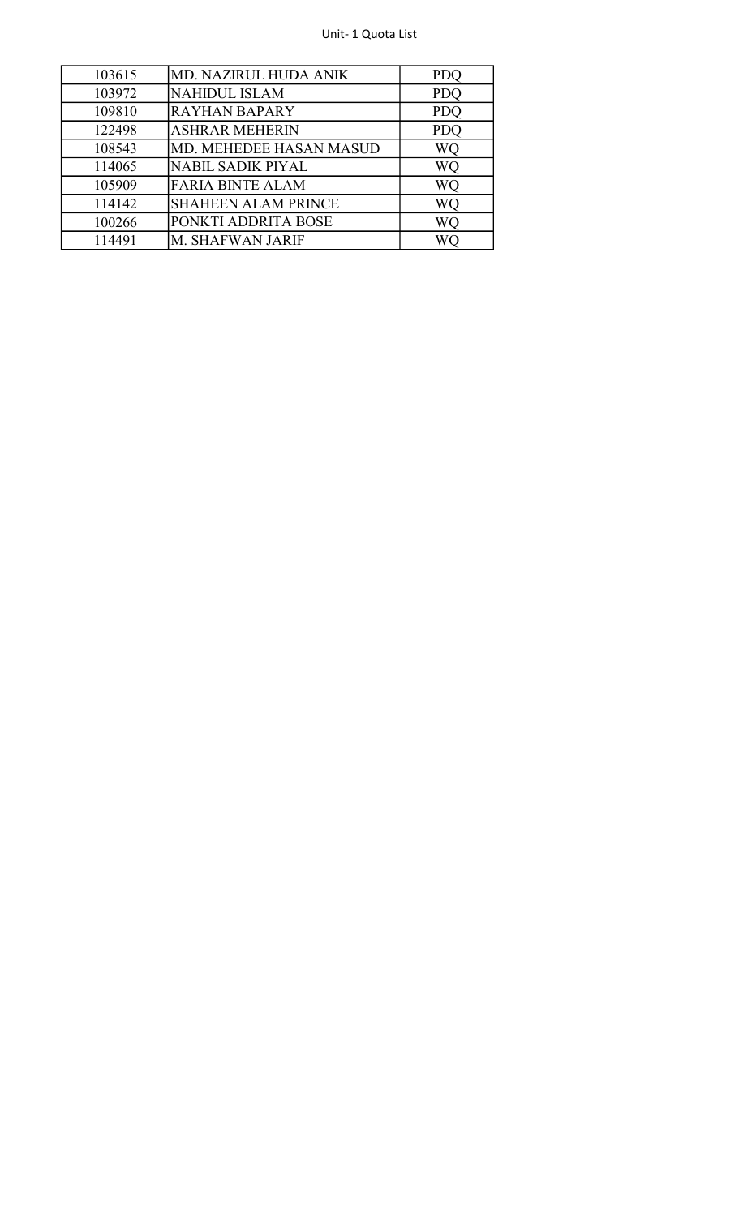Unit- 1 Quota List

| | | |
|---|---|---|
| 103615 | MD. NAZIRUL HUDA ANIK | PDQ |
| 103972 | NAHIDUL ISLAM | PDQ |
| 109810 | RAYHAN BAPARY | PDQ |
| 122498 | ASHRAR MEHERIN | PDQ |
| 108543 | MD. MEHEDEE HASAN MASUD | WQ |
| 114065 | NABIL SADIK PIYAL | WQ |
| 105909 | FARIA BINTE ALAM | WQ |
| 114142 | SHAHEEN ALAM PRINCE | WQ |
| 100266 | PONKTI ADDRITA BOSE | WQ |
| 114491 | M. SHAFWAN JARIF | WQ |